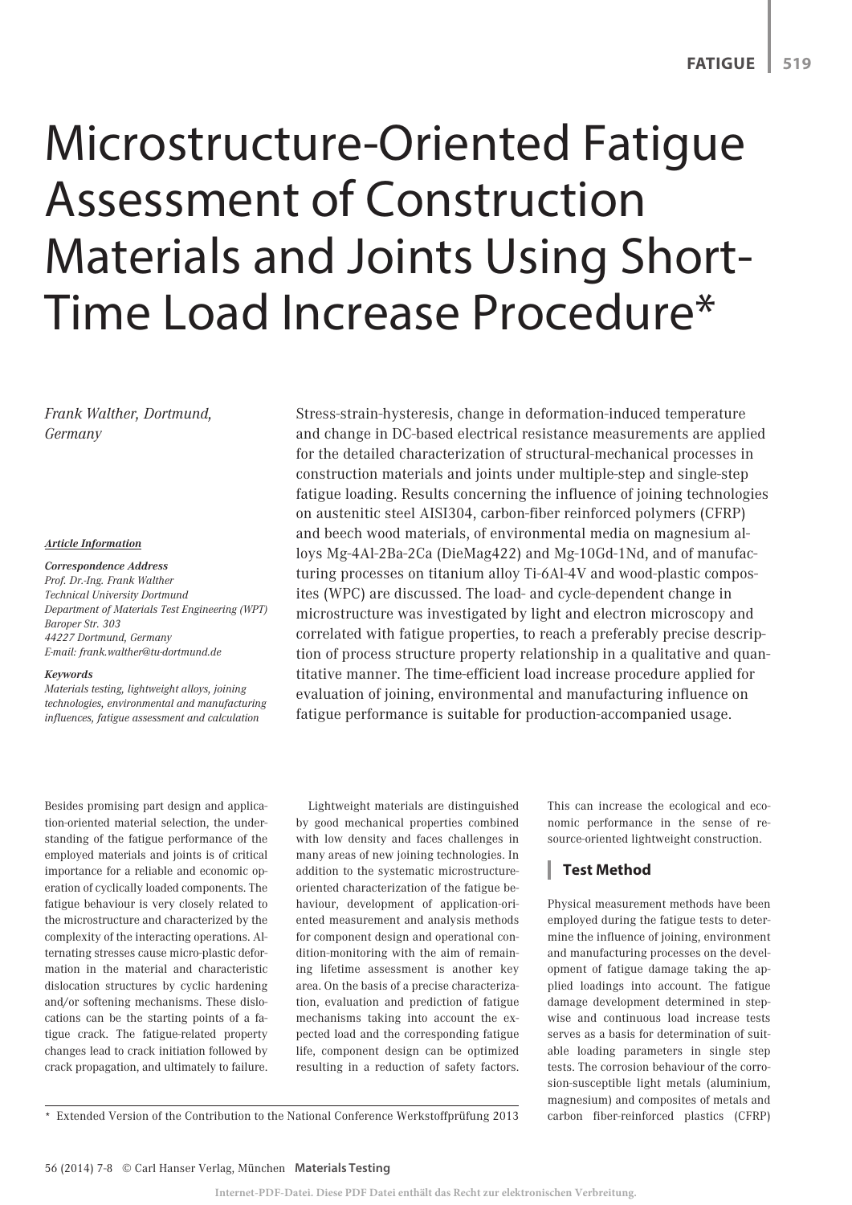# Microstructure-Oriented Fatigue Assessment of Construction Materials and Joints Using Short-Time Load Increase Procedure*

*Frank Walther, Dortmund, Germany*

***Article Information***

***Correspondence Address***
*Prof. Dr.-Ing. Frank Walther*
*Technical University Dortmund*
*Department of Materials Test Engineering (WPT)*
*Baroper Str. 303*
*44227 Dortmund, Germany*
*E-mail: frank.walther@tu-dortmund.de*

***Keywords***
*Materials testing, lightweight alloys, joining technologies, environmental and manufacturing influences, fatigue assessment and calculation*

Stress-strain-hysteresis, change in deformation-induced temperature and change in DC-based electrical resistance measurements are applied for the detailed characterization of structural-mechanical processes in construction materials and joints under multiple-step and single-step fatigue loading. Results concerning the influence of joining technologies on austenitic steel AISI304, carbon-fiber reinforced polymers (CFRP) and beech wood materials, of environmental media on magnesium alloys Mg-4Al-2Ba-2Ca (DieMag422) and Mg-10Gd-1Nd, and of manufacturing processes on titanium alloy Ti-6Al-4V and wood-plastic composites (WPC) are discussed. The load- and cycle-dependent change in microstructure was investigated by light and electron microscopy and correlated with fatigue properties, to reach a preferably precise description of process structure property relationship in a qualitative and quantitative manner. The time-efficient load increase procedure applied for evaluation of joining, environmental and manufacturing influence on fatigue performance is suitable for production-accompanied usage.

Besides promising part design and application-oriented material selection, the understanding of the fatigue performance of the employed materials and joints is of critical importance for a reliable and economic operation of cyclically loaded components. The fatigue behaviour is very closely related to the microstructure and characterized by the complexity of the interacting operations. Alternating stresses cause micro-plastic deformation in the material and characteristic dislocation structures by cyclic hardening and/or softening mechanisms. These dislocations can be the starting points of a fatigue crack. The fatigue-related property changes lead to crack initiation followed by crack propagation, and ultimately to failure.

Lightweight materials are distinguished by good mechanical properties combined with low density and faces challenges in many areas of new joining technologies. In addition to the systematic microstructure-oriented characterization of the fatigue behaviour, development of application-oriented measurement and analysis methods for component design and operational condition-monitoring with the aim of remaining lifetime assessment is another key area. On the basis of a precise characterization, evaluation and prediction of fatigue mechanisms taking into account the expected load and the corresponding fatigue life, component design can be optimized resulting in a reduction of safety factors. This can increase the ecological and economic performance in the sense of resource-oriented lightweight construction.

## Test Method

Physical measurement methods have been employed during the fatigue tests to determine the influence of joining, environment and manufacturing processes on the development of fatigue damage taking the applied loadings into account. The fatigue damage development determined in stepwise and continuous load increase tests serves as a basis for determination of suitable loading parameters in single step tests. The corrosion behaviour of the corrosion-susceptible light metals (aluminium, magnesium) and composites of metals and carbon fiber-reinforced plastics (CFRP)

\* Extended Version of the Contribution to the National Conference Werkstoffprüfung 2013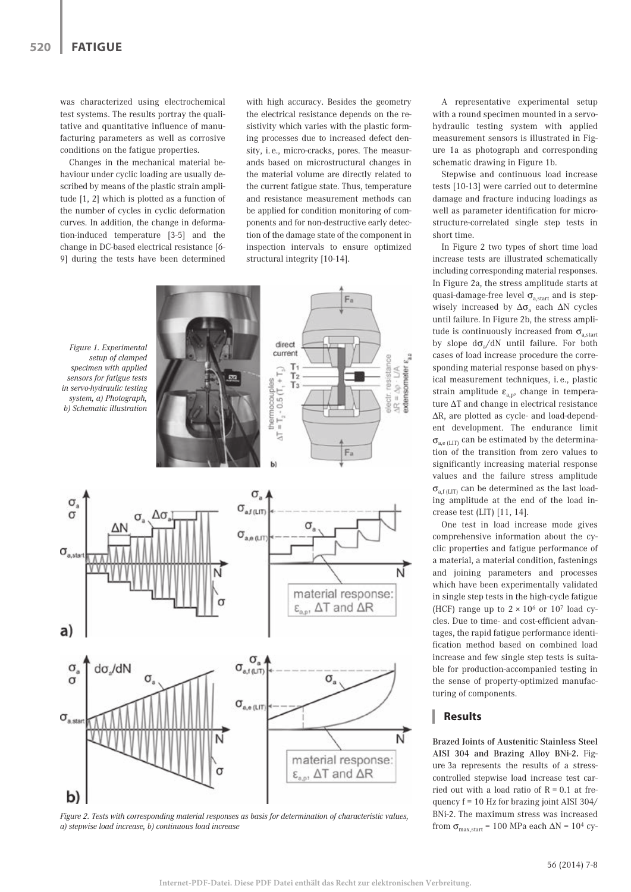was characterized using electrochemical test systems. The results portray the qualitative and quantitative influence of manufacturing parameters as well as corrosive conditions on the fatigue properties.

Changes in the mechanical material behaviour under cyclic loading are usually described by means of the plastic strain amplitude [1, 2] which is plotted as a function of the number of cycles in cyclic deformation curves. In addition, the change in deformation-induced temperature [3-5] and the change in DC-based electrical resistance [6-9] during the tests have been determined with high accuracy. Besides the geometry the electrical resistance depends on the resistivity which varies with the plastic forming processes due to increased defect density, i. e., micro-cracks, pores. The measurands based on microstructural changes in the material volume are directly related to the current fatigue state. Thus, temperature and resistance measurement methods can be applied for condition monitoring of components and for non-destructive early detection of the damage state of the component in inspection intervals to ensure optimized structural integrity [10-14].

*Figure 1. Experimental setup of clamped specimen with applied sensors for fatigue tests in servo-hydraulic testing system, a) Photograph, b) Schematic illustration*

*Figure 2. Tests with corresponding material responses as basis for determination of characteristic values, a) stepwise load increase, b) continuous load increase*

A representative experimental setup with a round specimen mounted in a servo-hydraulic testing system with applied measurement sensors is illustrated in Figure 1a as photograph and corresponding schematic drawing in Figure 1b.

Stepwise and continuous load increase tests [10-13] were carried out to determine damage and fracture inducing loadings as well as parameter identification for microstructure-correlated single step tests in short time.

In Figure 2 two types of short time load increase tests are illustrated schematically including corresponding material responses. In Figure 2a, the stress amplitude starts at quasi-damage-free level $\sigma_{a,start}$ and is stepwisely increased by $\Delta\sigma_a$ each $\Delta N$ cycles until failure. In Figure 2b, the stress amplitude is continuously increased from $\sigma_{a,start}$ by slope $d\sigma_a/dN$ until failure. For both cases of load increase procedure the corresponding material response based on physical measurement techniques, i. e., plastic strain amplitude $\varepsilon_{a,p}$, change in temperature $\Delta T$ and change in electrical resistance $\Delta R$, are plotted as cycle- and load-dependent development. The endurance limit $\sigma_{a,e\,(LIT)}$ can be estimated by the determination of the transition from zero values to significantly increasing material response values and the failure stress amplitude $\sigma_{a,f\,(LIT)}$ can be determined as the last loading amplitude at the end of the load increase test (LIT) [11, 14].

One test in load increase mode gives comprehensive information about the cyclic properties and fatigue performance of a material, a material condition, fastenings and joining parameters and processes which have been experimentally validated in single step tests in the high-cycle fatigue (HCF) range up to $2 \times 10^6$ or $10^7$ load cycles. Due to time- and cost-efficient advantages, the rapid fatigue performance identification method based on combined load increase and few single step tests is suitable for production-accompanied testing in the sense of property-optimized manufacturing of components.

## Results

**Brazed Joints of Austenitic Stainless Steel AISI 304 and Brazing Alloy BNi-2.** Figure 3a represents the results of a stress-controlled stepwise load increase test carried out with a load ratio of R = 0.1 at frequency f = 10 Hz for brazing joint AISI 304/BNi-2. The maximum stress was increased from $\sigma_{max,start}$ = 100 MPa each $\Delta N = 10^4$ cy-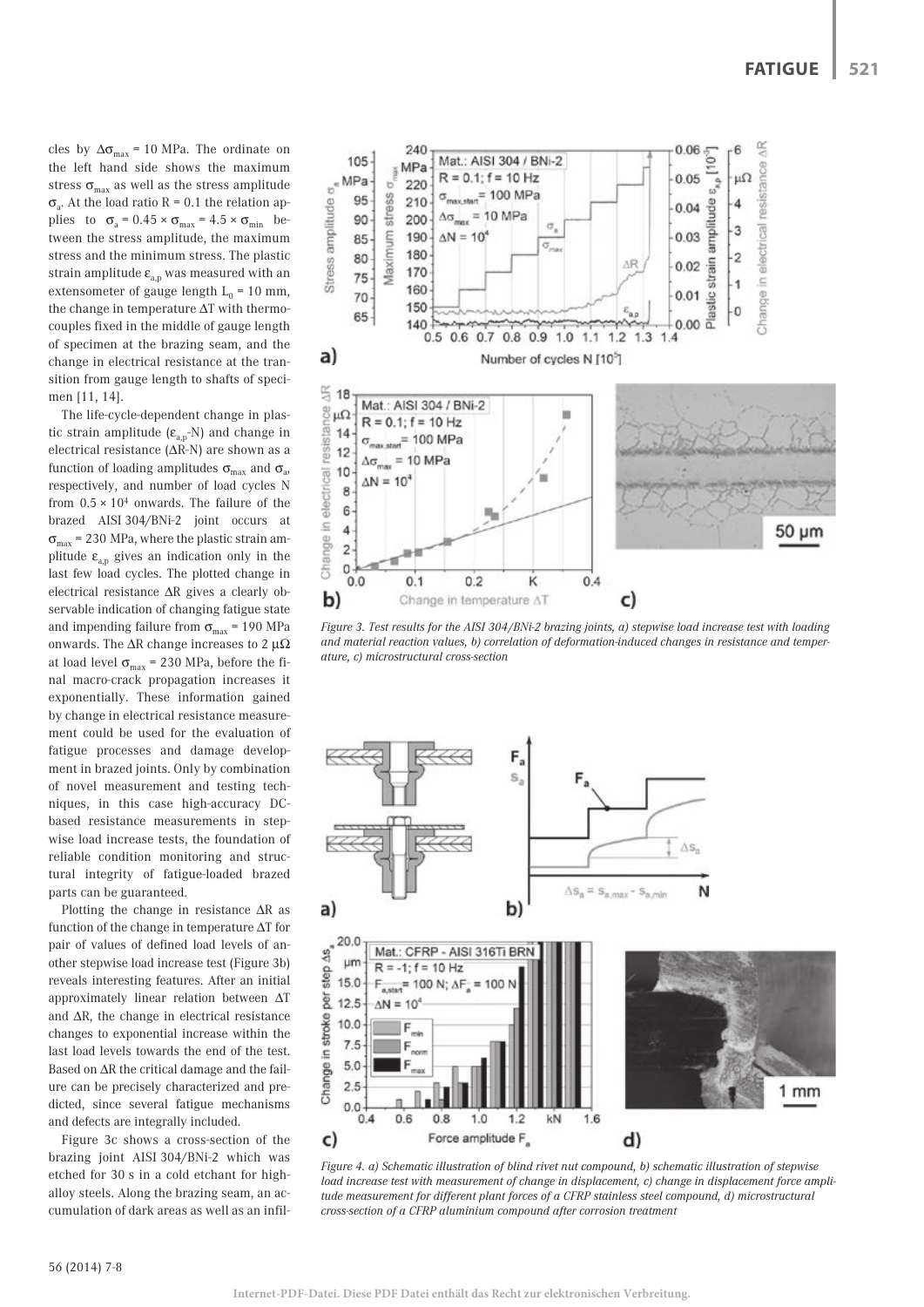cles by $\Delta\sigma_{max}$ = 10 MPa. The ordinate on the left hand side shows the maximum stress $\sigma_{max}$ as well as the stress amplitude $\sigma_a$. At the load ratio R = 0.1 the relation applies to $\sigma_a = 0.45 \times \sigma_{max} = 4.5 \times \sigma_{min}$ between the stress amplitude, the maximum stress and the minimum stress. The plastic strain amplitude $\varepsilon_{a,p}$ was measured with an extensometer of gauge length $L_0$ = 10 mm, the change in temperature $\Delta T$ with thermocouples fixed in the middle of gauge length of specimen at the brazing seam, and the change in electrical resistance at the transition from gauge length to shafts of specimen [11, 14].

The life-cycle-dependent change in plastic strain amplitude ($\varepsilon_{a,p}$-N) and change in electrical resistance ($\Delta R$-N) are shown as a function of loading amplitudes $\sigma_{max}$ and $\sigma_a$, respectively, and number of load cycles N from $0.5 \times 10^4$ onwards. The failure of the brazed AISI 304/BNi-2 joint occurs at $\sigma_{max}$ = 230 MPa, where the plastic strain amplitude $\varepsilon_{a,p}$ gives an indication only in the last few load cycles. The plotted change in electrical resistance $\Delta R$ gives a clearly observable indication of changing fatigue state and impending failure from $\sigma_{max}$ = 190 MPa onwards. The $\Delta R$ change increases to 2 $\mu\Omega$ at load level $\sigma_{max}$ = 230 MPa, before the final macro-crack propagation increases it exponentially. These information gained by change in electrical resistance measurement could be used for the evaluation of fatigue processes and damage development in brazed joints. Only by combination of novel measurement and testing techniques, in this case high-accuracy DC-based resistance measurements in stepwise load increase tests, the foundation of reliable condition monitoring and structural integrity of fatigue-loaded brazed parts can be guaranteed.

Plotting the change in resistance $\Delta R$ as function of the change in temperature $\Delta T$ for pair of values of defined load levels of another stepwise load increase test (Figure 3b) reveals interesting features. After an initial approximately linear relation between $\Delta T$ and $\Delta R$, the change in electrical resistance changes to exponential increase within the last load levels towards the end of the test. Based on $\Delta R$ the critical damage and the failure can be precisely characterized and predicted, since several fatigue mechanisms and defects are integrally included.

Figure 3c shows a cross-section of the brazing joint AISI 304/BNi-2 which was etched for 30 s in a cold etchant for high-alloy steels. Along the brazing seam, an accumulation of dark areas as well as an infil-

*Figure 3. Test results for the AISI 304/BNi-2 brazing joints, a) stepwise load increase test with loading and material reaction values, b) correlation of deformation-induced changes in resistance and temperature, c) microstructural cross-section*

*Figure 4. a) Schematic illustration of blind rivet nut compound, b) schematic illustration of stepwise load increase test with measurement of change in displacement, c) change in displacement force amplitude measurement for different plant forces of a CFRP stainless steel compound, d) microstructural cross-section of a CFRP aluminium compound after corrosion treatment*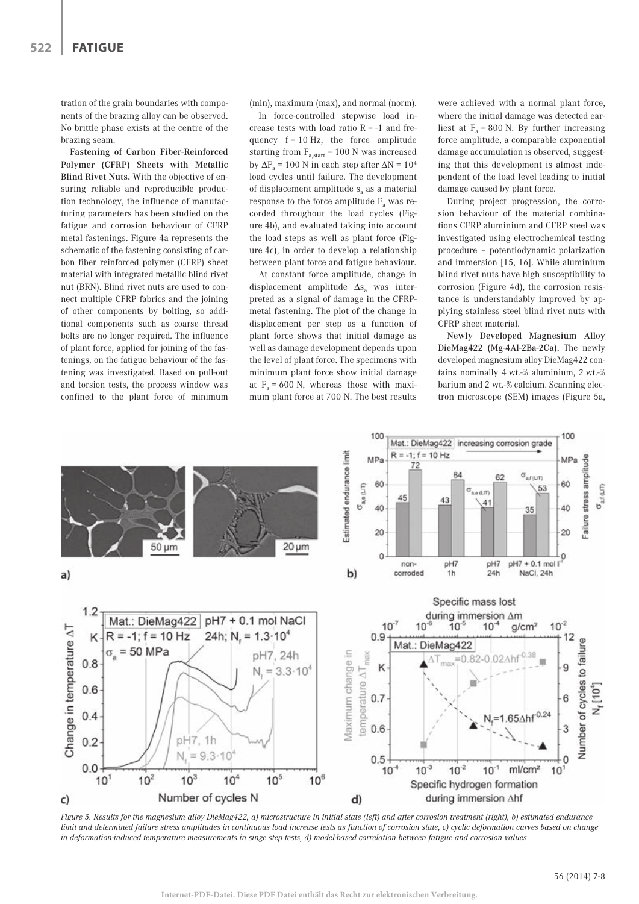tration of the grain boundaries with components of the brazing alloy can be observed. No brittle phase exists at the centre of the brazing seam.

**Fastening of Carbon Fiber-Reinforced Polymer (CFRP) Sheets with Metallic Blind Rivet Nuts.** With the objective of ensuring reliable and reproducible production technology, the influence of manufacturing parameters has been studied on the fatigue and corrosion behaviour of CFRP metal fastenings. Figure 4a represents the schematic of the fastening consisting of carbon fiber reinforced polymer (CFRP) sheet material with integrated metallic blind rivet nut (BRN). Blind rivet nuts are used to connect multiple CFRP fabrics and the joining of other components by bolting, so additional components such as coarse thread bolts are no longer required. The influence of plant force, applied for joining of the fastenings, on the fatigue behaviour of the fastening was investigated. Based on pull-out and torsion tests, the process window was confined to the plant force of minimum (min), maximum (max), and normal (norm).

In force-controlled stepwise load increase tests with load ratio R = -1 and frequency f = 10 Hz, the force amplitude starting from $F_{a,start}$ = 100 N was increased by $\Delta F_a$ = 100 N in each step after $\Delta N = 10^4$ load cycles until failure. The development of displacement amplitude $s_a$ as a material response to the force amplitude $F_a$ was recorded throughout the load cycles (Figure 4b), and evaluated taking into account the load steps as well as plant force (Figure 4c), in order to develop a relationship between plant force and fatigue behaviour.

At constant force amplitude, change in displacement amplitude $\Delta s_a$ was interpreted as a signal of damage in the CFRP-metal fastening. The plot of the change in displacement per step as a function of plant force shows that initial damage as well as damage development depends upon the level of plant force. The specimens with minimum plant force show initial damage at $F_a$ = 600 N, whereas those with maximum plant force at 700 N. The best results were achieved with a normal plant force, where the initial damage was detected earliest at $F_a$ = 800 N. By further increasing force amplitude, a comparable exponential damage accumulation is observed, suggesting that this development is almost independent of the load level leading to initial damage caused by plant force.

During project progression, the corrosion behaviour of the material combinations CFRP aluminium and CFRP steel was investigated using electrochemical testing procedure – potentiodynamic polarization and immersion [15, 16]. While aluminium blind rivet nuts have high susceptibility to corrosion (Figure 4d), the corrosion resistance is understandably improved by applying stainless steel blind rivet nuts with CFRP sheet material.

**Newly Developed Magnesium Alloy DieMag422 (Mg-4Al-2Ba-2Ca).** The newly developed magnesium alloy DieMag422 contains nominally 4 wt.-% aluminium, 2 wt.-% barium and 2 wt.-% calcium. Scanning electron microscope (SEM) images (Figure 5a,

*Figure 5. Results for the magnesium alloy DieMag422, a) microstructure in initial state (left) and after corrosion treatment (right), b) estimated endurance limit and determined failure stress amplitudes in continuous load increase tests as function of corrosion state, c) cyclic deformation curves based on change in deformation-induced temperature measurements in singe step tests, d) model-based correlation between fatigue and corrosion values*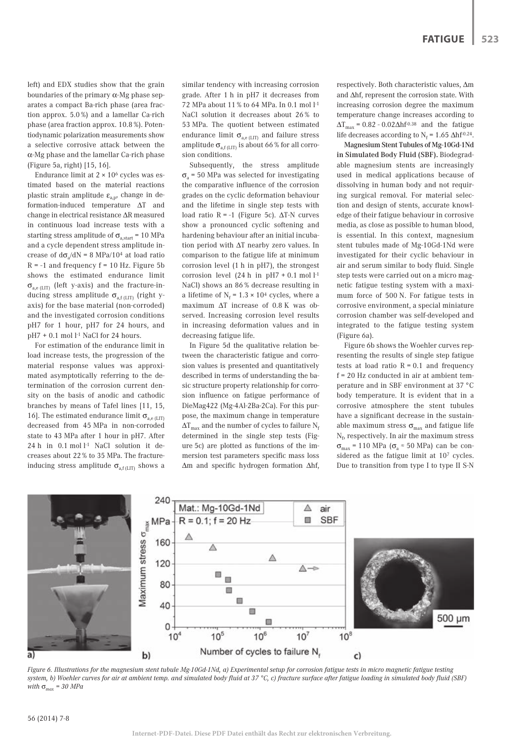left) and EDX studies show that the grain boundaries of the primary α-Mg phase separates a compact Ba-rich phase (area fraction approx. 5.0 %) and a lamellar Ca-rich phase (area fraction approx. 10.8 %). Potentiodynamic polarization measurements show a selective corrosive attack between the α-Mg phase and the lamellar Ca-rich phase (Figure 5a, right) [15, 16].

Endurance limit at $2 \times 10^6$ cycles was estimated based on the material reactions plastic strain amplitude $\varepsilon_{a,p}$, change in deformation-induced temperature $\Delta T$ and change in electrical resistance $\Delta R$ measured in continuous load increase tests with a starting stress amplitude of $\sigma_{a,start}$ = 10 MPa and a cycle dependent stress amplitude increase of $d\sigma_a/dN = 8$ MPa/$10^4$ at load ratio R = -1 and frequency f = 10 Hz. Figure 5b shows the estimated endurance limit $\sigma_{a,e\,(LIT)}$ (left y-axis) and the fracture-inducing stress amplitude $\sigma_{a,f\,(LIT)}$ (right y-axis) for the base material (non-corroded) and the investigated corrosion conditions pH7 for 1 hour, pH7 for 24 hours, and pH7 + 0.1 mol $l^{-1}$ NaCl for 24 hours.

For estimation of the endurance limit in load increase tests, the progression of the material response values was approximated asymptotically referring to the determination of the corrosion current density on the basis of anodic and cathodic branches by means of Tafel lines [11, 15, 16]. The estimated endurance limit $\sigma_{a,e\,(LIT)}$ decreased from 45 MPa in non-corroded state to 43 MPa after 1 hour in pH7. After 24 h in 0.1 mol $l^{-1}$ NaCl solution it decreases about 22 % to 35 MPa. The fracture-inducing stress amplitude $\sigma_{a,f\,(LIT)}$ shows a similar tendency with increasing corrosion grade. After 1 h in pH7 it decreases from 72 MPa about 11 % to 64 MPa. In 0.1 mol $l^{-1}$ NaCl solution it decreases about 26 % to 53 MPa. The quotient between estimated endurance limit $\sigma_{a,e\,(LIT)}$ and failure stress amplitude $\sigma_{a,f\,(LIT)}$ is about 66 % for all corrosion conditions.

Subsequently, the stress amplitude $\sigma_a$ = 50 MPa was selected for investigating the comparative influence of the corrosion grades on the cyclic deformation behaviour and the lifetime in single step tests with load ratio R = -1 (Figure 5c). ΔT-N curves show a pronounced cyclic softening and hardening behaviour after an initial incubation period with ΔT nearby zero values. In comparison to the fatigue life at minimum corrosion level (1 h in pH7), the strongest corrosion level (24 h in pH7 + 0.1 mol $l^{-1}$ NaCl) shows an 86 % decrease resulting in a lifetime of $N_f = 1.3 \times 10^4$ cycles, where a maximum ΔT increase of 0.8 K was observed. Increasing corrosion level results in increasing deformation values and in decreasing fatigue life.

In Figure 5d the qualitative relation between the characteristic fatigue and corrosion values is presented and quantitatively described in terms of understanding the basic structure property relationship for corrosion influence on fatigue performance of DieMag422 (Mg-4Al-2Ba-2Ca). For this purpose, the maximum change in temperature $\Delta T_{max}$ and the number of cycles to failure $N_f$ determined in the single step tests (Figure 5c) are plotted as functions of the immersion test parameters specific mass loss Δm and specific hydrogen formation Δhf, respectively. Both characteristic values, Δm and Δhf, represent the corrosion state. With increasing corrosion degree the maximum temperature change increases according to $\Delta T_{max} = 0.82 - 0.02\Delta hf^{-0.38}$ and the fatigue life decreases according to $N_f = 1.65\ \Delta hf^{-0.24}$.

**Magnesium Stent Tubules of Mg-10Gd-1Nd in Simulated Body Fluid (SBF).** Biodegradable magnesium stents are increasingly used in medical applications because of dissolving in human body and not requiring surgical removal. For material selection and design of stents, accurate knowledge of their fatigue behaviour in corrosive media, as close as possible to human blood, is essential. In this context, magnesium stent tubules made of Mg-10Gd-1Nd were investigated for their cyclic behaviour in air and serum similar to body fluid. Single step tests were carried out on a micro magnetic fatigue testing system with a maximum force of 500 N. For fatigue tests in corrosive environment, a special miniature corrosion chamber was self-developed and integrated to the fatigue testing system (Figure 6a).

Figure 6b shows the Woehler curves representing the results of single step fatigue tests at load ratio R = 0.1 and frequency f = 20 Hz conducted in air at ambient temperature and in SBF environment at 37 °C body temperature. It is evident that in a corrosive atmosphere the stent tubules have a significant decrease in the sustainable maximum stress $\sigma_{max}$ and fatigue life $N_f$, respectively. In air the maximum stress $\sigma_{max}$ = 110 MPa ($\sigma_a \approx 50$ MPa) can be considered as the fatigue limit at $10^7$ cycles. Due to transition from type I to type II S-N

*Figure 6. Illustrations for the magnesium stent tubule Mg-10Gd-1Nd, a) Experimental setup for corrosion fatigue tests in micro magnetic fatigue testing system, b) Woehler curves for air at ambient temp. and simulated body fluid at 37 °C, c) fracture surface after fatigue loading in simulated body fluid (SBF) with $\sigma_{max}$ = 30 MPa*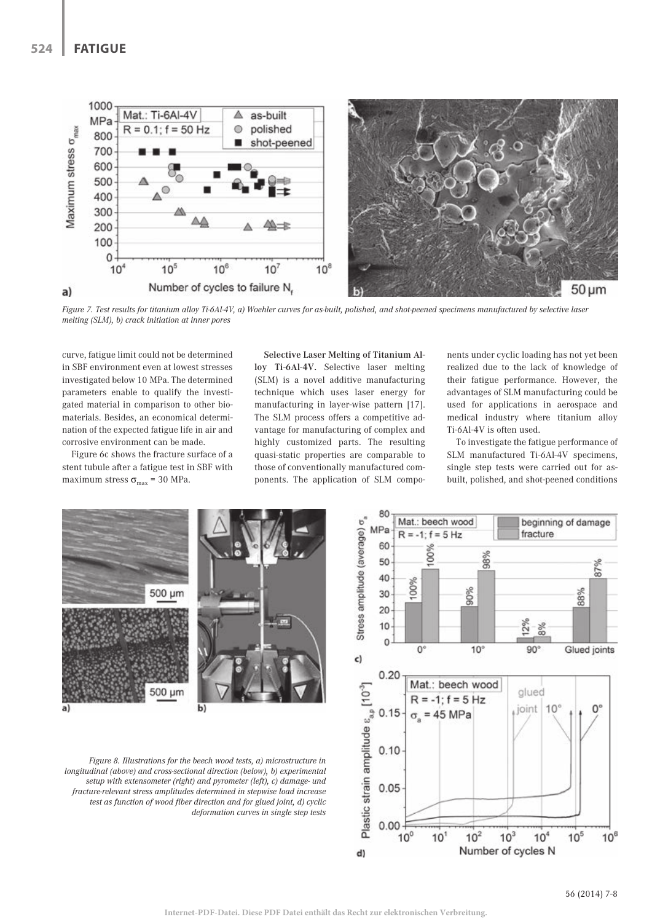*Figure 7. Test results for titanium alloy Ti-6Al-4V, a) Woehler curves for as-built, polished, and shot-peened specimens manufactured by selective laser melting (SLM), b) crack initiation at inner pores*

curve, fatigue limit could not be determined in SBF environment even at lowest stresses investigated below 10 MPa. The determined parameters enable to qualify the investigated material in comparison to other biomaterials. Besides, an economical determination of the expected fatigue life in air and corrosive environment can be made.

Figure 6c shows the fracture surface of a stent tubule after a fatigue test in SBF with maximum stress $\sigma_{max}$ = 30 MPa.

**Selective Laser Melting of Titanium Alloy Ti-6Al-4V.** Selective laser melting (SLM) is a novel additive manufacturing technique which uses laser energy for manufacturing in layer-wise pattern [17]. The SLM process offers a competitive advantage for manufacturing of complex and highly customized parts. The resulting quasi-static properties are comparable to those of conventionally manufactured components. The application of SLM components under cyclic loading has not yet been realized due to the lack of knowledge of their fatigue performance. However, the advantages of SLM manufacturing could be used for applications in aerospace and medical industry where titanium alloy Ti-6Al-4V is often used.

To investigate the fatigue performance of SLM manufactured Ti-6Al-4V specimens, single step tests were carried out for as-built, polished, and shot-peened conditions

*Figure 8. Illustrations for the beech wood tests, a) microstructure in longitudinal (above) and cross-sectional direction (below), b) experimental setup with extensometer (right) and pyrometer (left), c) damage- und fracture-relevant stress amplitudes determined in stepwise load increase test as function of wood fiber direction and for glued joint, d) cyclic deformation curves in single step tests*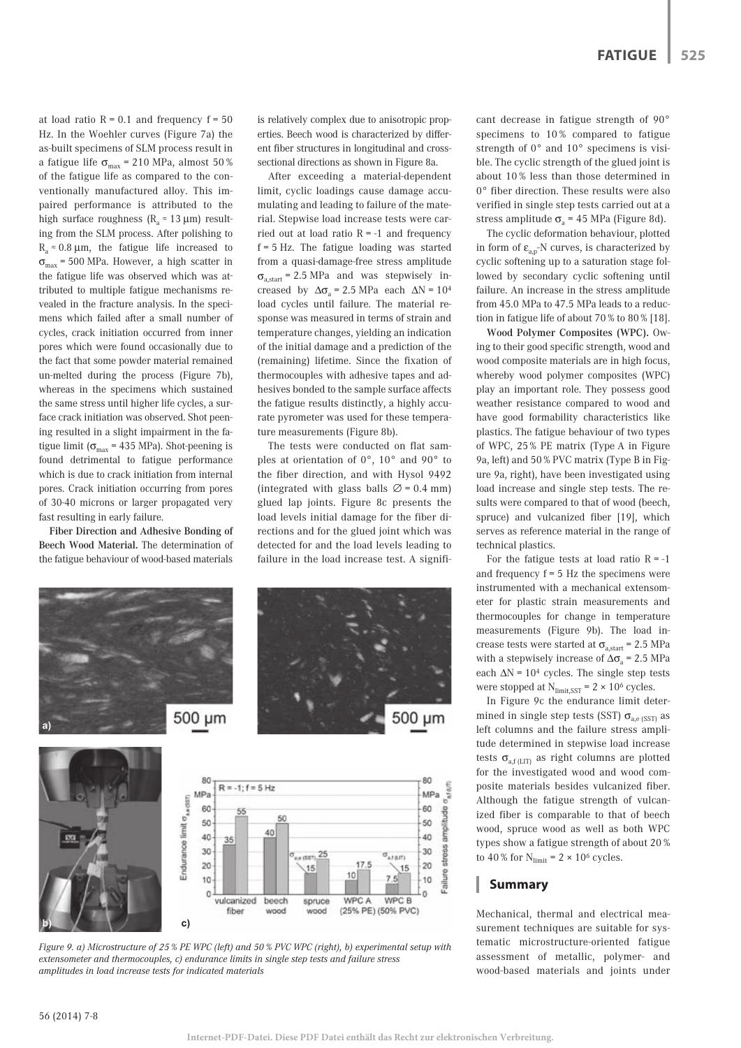at load ratio R = 0.1 and frequency f = 50 Hz. In the Woehler curves (Figure 7a) the as-built specimens of SLM process result in a fatigue life $\sigma_{max}$ = 210 MPa, almost 50 % of the fatigue life as compared to the conventionally manufactured alloy. This impaired performance is attributed to the high surface roughness ($R_a \approx 13$ µm) resulting from the SLM process. After polishing to $R_a \approx 0.8$ µm, the fatigue life increased to $\sigma_{max}$ = 500 MPa. However, a high scatter in the fatigue life was observed which was attributed to multiple fatigue mechanisms revealed in the fracture analysis. In the specimens which failed after a small number of cycles, crack initiation occurred from inner pores which were found occasionally due to the fact that some powder material remained un-melted during the process (Figure 7b), whereas in the specimens which sustained the same stress until higher life cycles, a surface crack initiation was observed. Shot peening resulted in a slight impairment in the fatigue limit ($\sigma_{max}$ = 435 MPa). Shot-peening is found detrimental to fatigue performance which is due to crack initiation from internal pores. Crack initiation occurring from pores of 30-40 microns or larger propagated very fast resulting in early failure.

**Fiber Direction and Adhesive Bonding of Beech Wood Material.** The determination of the fatigue behaviour of wood-based materials is relatively complex due to anisotropic properties. Beech wood is characterized by different fiber structures in longitudinal and cross-sectional directions as shown in Figure 8a.

After exceeding a material-dependent limit, cyclic loadings cause damage accumulating and leading to failure of the material. Stepwise load increase tests were carried out at load ratio R = -1 and frequency f = 5 Hz. The fatigue loading was started from a quasi-damage-free stress amplitude $\sigma_{a,start}$ = 2.5 MPa and was stepwisely increased by $\Delta\sigma_a$ = 2.5 MPa each $\Delta N = 10^4$ load cycles until failure. The material response was measured in terms of strain and temperature changes, yielding an indication of the initial damage and a prediction of the (remaining) lifetime. Since the fixation of thermocouples with adhesive tapes and adhesives bonded to the sample surface affects the fatigue results distinctly, a highly accurate pyrometer was used for these temperature measurements (Figure 8b).

The tests were conducted on flat samples at orientation of 0°, 10° and 90° to the fiber direction, and with Hysol 9492 (integrated with glass balls $\varnothing$ = 0.4 mm) glued lap joints. Figure 8c presents the load levels initial damage for the fiber directions and for the glued joint which was detected for and the load levels leading to failure in the load increase test. A significant decrease in fatigue strength of 90° specimens to 10 % compared to fatigue strength of 0° and 10° specimens is visible. The cyclic strength of the glued joint is about 10 % less than those determined in 0° fiber direction. These results were also verified in single step tests carried out at a stress amplitude $\sigma_a$ = 45 MPa (Figure 8d).

The cyclic deformation behaviour, plotted in form of $\varepsilon_{a,p}$-N curves, is characterized by cyclic softening up to a saturation stage followed by secondary cyclic softening until failure. An increase in the stress amplitude from 45.0 MPa to 47.5 MPa leads to a reduction in fatigue life of about 70 % to 80 % [18].

**Wood Polymer Composites (WPC).** Owing to their good specific strength, wood and wood composite materials are in high focus, whereby wood polymer composites (WPC) play an important role. They possess good weather resistance compared to wood and have good formability characteristics like plastics. The fatigue behaviour of two types of WPC, 25 % PE matrix (Type A in Figure 9a, left) and 50 % PVC matrix (Type B in Figure 9a, right), have been investigated using load increase and single step tests. The results were compared to that of wood (beech, spruce) and vulcanized fiber [19], which serves as reference material in the range of technical plastics.

For the fatigue tests at load ratio R = -1 and frequency f = 5 Hz the specimens were instrumented with a mechanical extensometer for plastic strain measurements and thermocouples for change in temperature measurements (Figure 9b). The load increase tests were started at $\sigma_{a,start}$ = 2.5 MPa with a stepwisely increase of $\Delta\sigma_a$ = 2.5 MPa each $\Delta N = 10^4$ cycles. The single step tests were stopped at $N_{limit,SST} = 2 \times 10^6$ cycles.

In Figure 9c the endurance limit determined in single step tests (SST) $\sigma_{a,e\,(SST)}$ as left columns and the failure stress amplitude determined in stepwise load increase tests $\sigma_{a,f\,(LIT)}$ as right columns are plotted for the investigated wood and wood composite materials besides vulcanized fiber. Although the fatigue strength of vulcanized fiber is comparable to that of beech wood, spruce wood as well as both WPC types show a fatigue strength of about 20 % to 40 % for $N_{limit} = 2 \times 10^6$ cycles.

Figure 9. a) Microstructure of 25 % PE WPC (left) and 50 % PVC WPC (right), b) experimental setup with extensometer and thermocouples, c) endurance limits in single step tests and failure stress amplitudes in load increase tests for indicated materials

## Summary

Mechanical, thermal and electrical measurement techniques are suitable for systematic microstructure-oriented fatigue assessment of metallic, polymer- and wood-based materials and joints under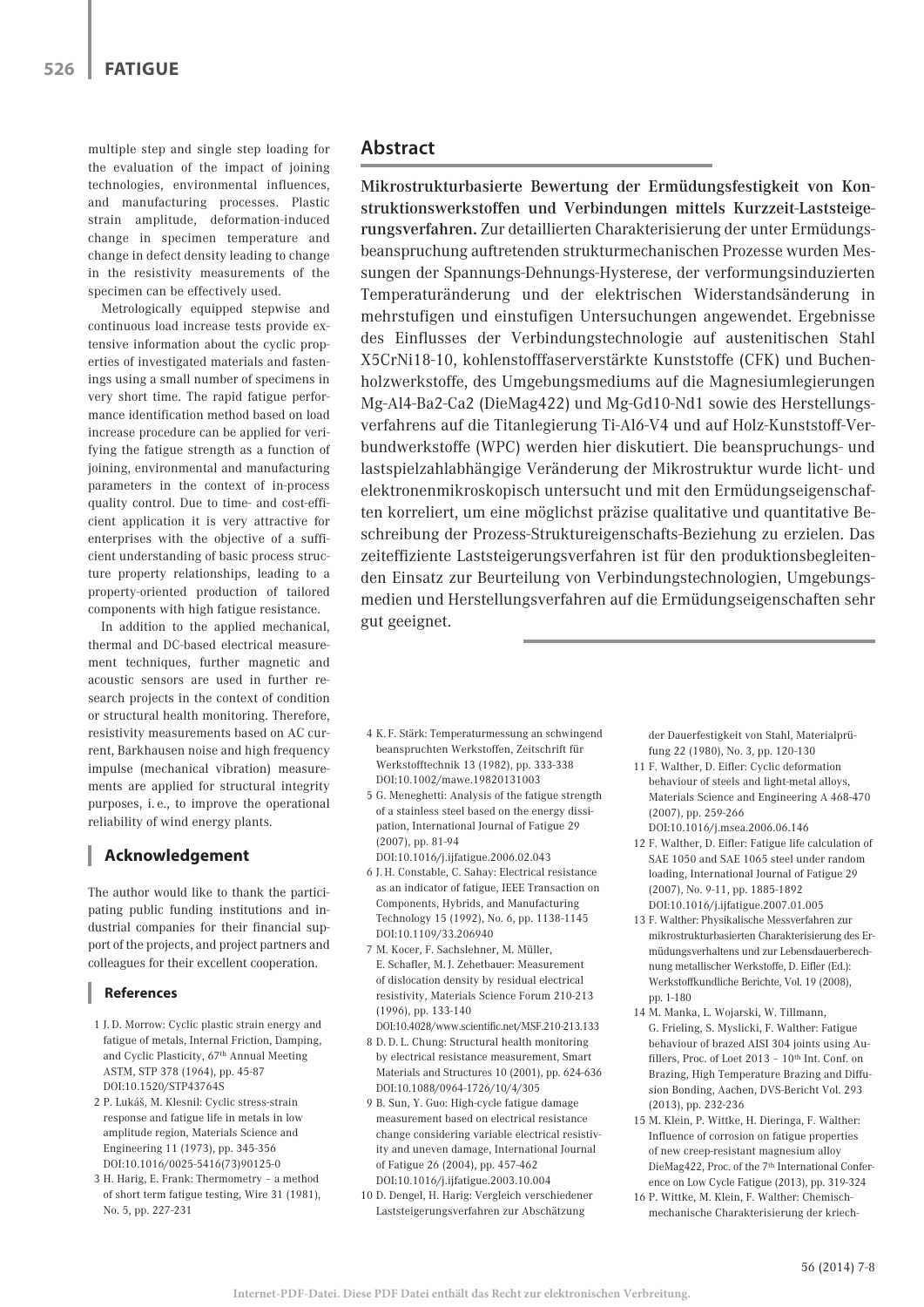multiple step and single step loading for the evaluation of the impact of joining technologies, environmental influences, and manufacturing processes. Plastic strain amplitude, deformation-induced change in specimen temperature and change in defect density leading to change in the resistivity measurements of the specimen can be effectively used.

Metrologically equipped stepwise and continuous load increase tests provide extensive information about the cyclic properties of investigated materials and fastenings using a small number of specimens in very short time. The rapid fatigue performance identification method based on load increase procedure can be applied for verifying the fatigue strength as a function of joining, environmental and manufacturing parameters in the context of in-process quality control. Due to time- and cost-efficient application it is very attractive for enterprises with the objective of a sufficient understanding of basic process structure property relationships, leading to a property-oriented production of tailored components with high fatigue resistance.

In addition to the applied mechanical, thermal and DC-based electrical measurement techniques, further magnetic and acoustic sensors are used in further research projects in the context of condition or structural health monitoring. Therefore, resistivity measurements based on AC current, Barkhausen noise and high frequency impulse (mechanical vibration) measurements are applied for structural integrity purposes, i. e., to improve the operational reliability of wind energy plants.

## Acknowledgement

The author would like to thank the participating public funding institutions and industrial companies for their financial support of the projects, and project partners and colleagues for their excellent cooperation.

## Abstract

**Mikrostrukturbasierte Bewertung der Ermüdungsfestigkeit von Konstruktionswerkstoffen und Verbindungen mittels Kurzzeit-Laststeigerungsverfahren.** Zur detaillierten Charakterisierung der unter Ermüdungsbeanspruchung auftretenden strukturmechanischen Prozesse wurden Messungen der Spannungs-Dehnungs-Hysterese, der verformungsinduzierten Temperaturänderung und der elektrischen Widerstandsänderung in mehrstufigen und einstufigen Untersuchungen angewendet. Ergebnisse des Einflusses der Verbindungstechnologie auf austenitischen Stahl X5CrNi18-10, kohlenstofffaserverstärkte Kunststoffe (CFK) und Buchenholzwerkstoffe, des Umgebungsmediums auf die Magnesiumlegierungen Mg-Al4-Ba2-Ca2 (DieMag422) und Mg-Gd10-Nd1 sowie des Herstellungsverfahrens auf die Titanlegierung Ti-Al6-V4 und auf Holz-Kunststoff-Verbundwerkstoffe (WPC) werden hier diskutiert. Die beanspruchungs- und lastspielzahlabhängige Veränderung der Mikrostruktur wurde licht- und elektronenmikroskopisch untersucht und mit den Ermüdungseigenschaften korreliert, um eine möglichst präzise qualitative und quantitative Beschreibung der Prozess-Struktureigenschafts-Beziehung zu erzielen. Das zeiteffiziente Laststeigerungsverfahren ist für den produktionsbegleitenden Einsatz zur Beurteilung von Verbindungstechnologien, Umgebungsmedien und Herstellungsverfahren auf die Ermüdungseigenschaften sehr gut geeignet.

### References

1. J. D. Morrow: Cyclic plastic strain energy and fatigue of metals, Internal Friction, Damping, and Cyclic Plasticity, 67th Annual Meeting ASTM, STP 378 (1964), pp. 45-87 DOI:10.1520/STP43764S
2. P. Lukáš, M. Klesnil: Cyclic stress-strain response and fatigue life in metals in low amplitude region, Materials Science and Engineering 11 (1973), pp. 345-356 DOI:10.1016/0025-5416(73)90125-0
3. H. Harig, E. Frank: Thermometry – a method of short term fatigue testing, Wire 31 (1981), No. 5, pp. 227-231
4. K. F. Stärk: Temperaturmessung an schwingend beanspruchten Werkstoffen, Zeitschrift für Werkstofftechnik 13 (1982), pp. 333-338 DOI:10.1002/mawe.19820131003
5. G. Meneghetti: Analysis of the fatigue strength of a stainless steel based on the energy dissipation, International Journal of Fatigue 29 (2007), pp. 81-94 DOI:10.1016/j.ijfatigue.2006.02.043
6. J. H. Constable, C. Sahay: Electrical resistance as an indicator of fatigue, IEEE Transaction on Components, Hybrids, and Manufacturing Technology 15 (1992), No. 6, pp. 1138-1145 DOI:10.1109/33.206940
7. M. Kocer, F. Sachslehner, M. Müller, E. Schafler, M. J. Zehetbauer: Measurement of dislocation density by residual electrical resistivity, Materials Science Forum 210-213 (1996), pp. 133-140 DOI:10.4028/www.scientific.net/MSF.210-213.133
8. D. D. L. Chung: Structural health monitoring by electrical resistance measurement, Smart Materials and Structures 10 (2001), pp. 624-636 DOI:10.1088/0964-1726/10/4/305
9. B. Sun, Y. Guo: High-cycle fatigue damage measurement based on electrical resistance change considering variable electrical resistivity and uneven damage, International Journal of Fatigue 26 (2004), pp. 457-462 DOI:10.1016/j.ijfatigue.2003.10.004
10. D. Dengel, H. Harig: Vergleich verschiedener Laststeigerungsverfahren zur Abschätzung der Dauerfestigkeit von Stahl, Materialprüfung 22 (1980), No. 3, pp. 120-130
11. F. Walther, D. Eifler: Cyclic deformation behaviour of steels and light-metal alloys, Materials Science and Engineering A 468-470 (2007), pp. 259-266 DOI:10.1016/j.msea.2006.06.146
12. F. Walther, D. Eifler: Fatigue life calculation of SAE 1050 and SAE 1065 steel under random loading, International Journal of Fatigue 29 (2007), No. 9-11, pp. 1885-1892 DOI:10.1016/j.ijfatigue.2007.01.005
13. F. Walther: Physikalische Messverfahren zur mikrostrukturbasierten Charakterisierung des Ermüdungsverhaltens und zur Lebensdauerberechnung metallischer Werkstoffe, D. Eifler (Ed.): Werkstoffkundliche Berichte, Vol. 19 (2008), pp. 1-180
14. M. Manka, L. Wojarski, W. Tillmann, G. Frieling, S. Myslicki, F. Walther: Fatigue behaviour of brazed AISI 304 joints using Au-fillers, Proc. of Loet 2013 – 10th Int. Conf. on Brazing, High Temperature Brazing and Diffusion Bonding, Aachen, DVS-Bericht Vol. 293 (2013), pp. 232-236
15. M. Klein, P. Wittke, H. Dieringa, F. Walther: Influence of corrosion on fatigue properties of new creep-resistant magnesium alloy DieMag422, Proc. of the 7th International Conference on Low Cycle Fatigue (2013), pp. 319-324
16. P. Wittke, M. Klein, F. Walther: Chemisch-mechanische Charakterisierung der kriech-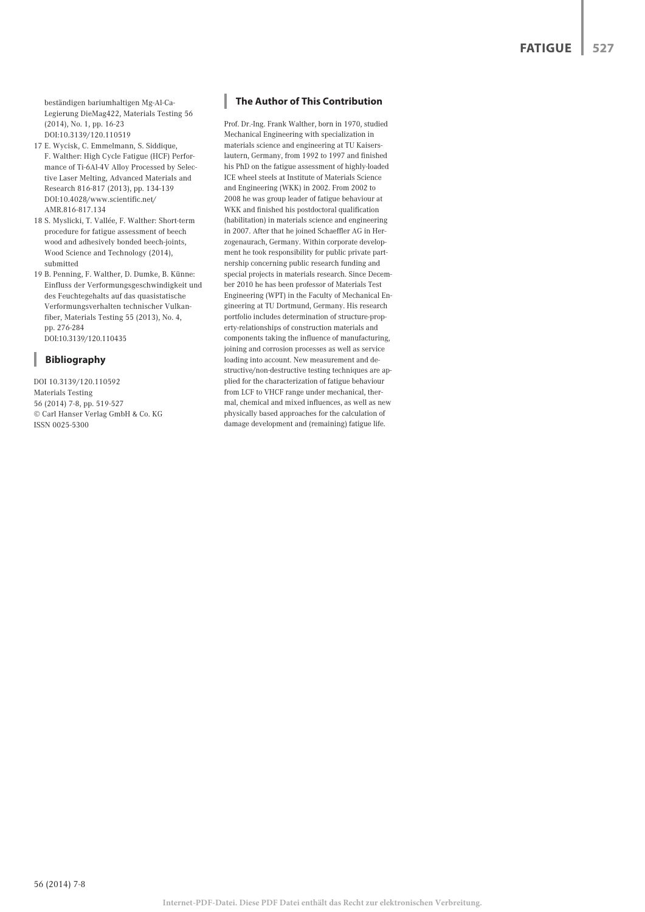beständigen bariumhaltigen Mg-Al-Ca-Legierung DieMag422, Materials Testing 56 (2014), No. 1, pp. 16-23
DOI:10.3139/120.110519

17 E. Wycisk, C. Emmelmann, S. Siddique, F. Walther: High Cycle Fatigue (HCF) Performance of Ti-6Al-4V Alloy Processed by Selective Laser Melting, Advanced Materials and Research 816-817 (2013), pp. 134-139
DOI:10.4028/www.scientific.net/AMR.816-817.134

18 S. Myslicki, T. Vallée, F. Walther: Short-term procedure for fatigue assessment of beech wood and adhesively bonded beech-joints, Wood Science and Technology (2014), submitted

19 B. Penning, F. Walther, D. Dumke, B. Künne: Einfluss der Verformungsgeschwindigkeit und des Feuchtegehalts auf das quasistatische Verformungsverhalten technischer Vulkanfiber, Materials Testing 55 (2013), No. 4, pp. 276-284
DOI:10.3139/120.110435

## Bibliography

DOI 10.3139/120.110592
Materials Testing
56 (2014) 7-8, pp. 519-527
© Carl Hanser Verlag GmbH & Co. KG
ISSN 0025-5300

## The Author of This Contribution

Prof. Dr.-Ing. Frank Walther, born in 1970, studied Mechanical Engineering with specialization in materials science and engineering at TU Kaiserslautern, Germany, from 1992 to 1997 and finished his PhD on the fatigue assessment of highly-loaded ICE wheel steels at Institute of Materials Science and Engineering (WKK) in 2002. From 2002 to 2008 he was group leader of fatigue behaviour at WKK and finished his postdoctoral qualification (habilitation) in materials science and engineering in 2007. After that he joined Schaeffler AG in Herzogenaurach, Germany. Within corporate development he took responsibility for public private partnership concerning public research funding and special projects in materials research. Since December 2010 he has been professor of Materials Test Engineering (WPT) in the Faculty of Mechanical Engineering at TU Dortmund, Germany. His research portfolio includes determination of structure-property-relationships of construction materials and components taking the influence of manufacturing, joining and corrosion processes as well as service loading into account. New measurement and destructive/non-destructive testing techniques are applied for the characterization of fatigue behaviour from LCF to VHCF range under mechanical, thermal, chemical and mixed influences, as well as new physically based approaches for the calculation of damage development and (remaining) fatigue life.